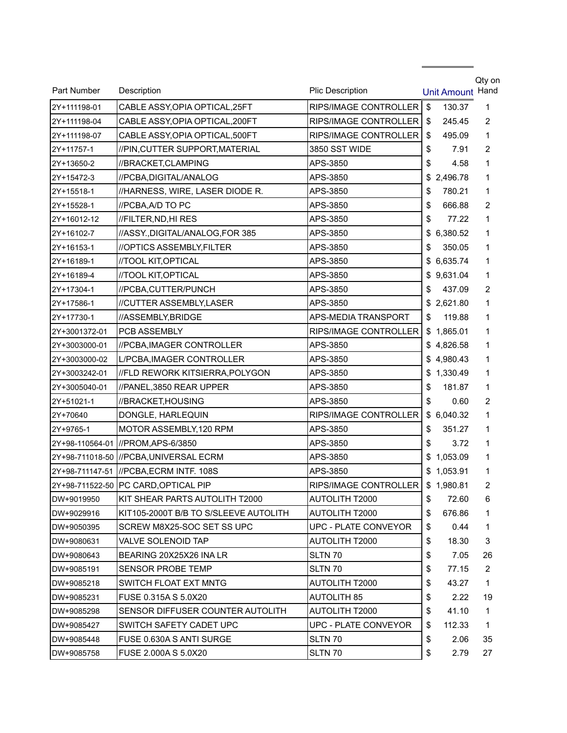| Part Number | Description | Plic Description | Unit Amount | Qty on Hand |
|---|---|---|---|---|
| 2Y+111198-01 | CABLE ASSY,OPIA OPTICAL,25FT | RIPS/IMAGE CONTROLLER | $ 130.37 | 1 |
| 2Y+111198-04 | CABLE ASSY,OPIA OPTICAL,200FT | RIPS/IMAGE CONTROLLER | $ 245.45 | 2 |
| 2Y+111198-07 | CABLE ASSY,OPIA OPTICAL,500FT | RIPS/IMAGE CONTROLLER | $ 495.09 | 1 |
| 2Y+11757-1 | //PIN,CUTTER SUPPORT,MATERIAL | 3850 SST WIDE | $ 7.91 | 2 |
| 2Y+13650-2 | //BRACKET,CLAMPING | APS-3850 | $ 4.58 | 1 |
| 2Y+15472-3 | //PCBA,DIGITAL/ANALOG | APS-3850 | $ 2,496.78 | 1 |
| 2Y+15518-1 | //HARNESS, WIRE, LASER DIODE R. | APS-3850 | $ 780.21 | 1 |
| 2Y+15528-1 | //PCBA,A/D TO PC | APS-3850 | $ 666.88 | 2 |
| 2Y+16012-12 | //FILTER,ND,HI RES | APS-3850 | $ 77.22 | 1 |
| 2Y+16102-7 | //ASSY.,DIGITAL/ANALOG,FOR 385 | APS-3850 | $ 6,380.52 | 1 |
| 2Y+16153-1 | //OPTICS ASSEMBLY,FILTER | APS-3850 | $ 350.05 | 1 |
| 2Y+16189-1 | //TOOL KIT,OPTICAL | APS-3850 | $ 6,635.74 | 1 |
| 2Y+16189-4 | //TOOL KIT,OPTICAL | APS-3850 | $ 9,631.04 | 1 |
| 2Y+17304-1 | //PCBA,CUTTER/PUNCH | APS-3850 | $ 437.09 | 2 |
| 2Y+17586-1 | //CUTTER ASSEMBLY,LASER | APS-3850 | $ 2,621.80 | 1 |
| 2Y+17730-1 | //ASSEMBLY,BRIDGE | APS-MEDIA TRANSPORT | $ 119.88 | 1 |
| 2Y+3001372-01 | PCB ASSEMBLY | RIPS/IMAGE CONTROLLER | $ 1,865.01 | 1 |
| 2Y+3003000-01 | //PCBA,IMAGER CONTROLLER | APS-3850 | $ 4,826.58 | 1 |
| 2Y+3003000-02 | L/PCBA,IMAGER CONTROLLER | APS-3850 | $ 4,980.43 | 1 |
| 2Y+3003242-01 | //FLD REWORK KITSIERRA,POLYGON | APS-3850 | $ 1,330.49 | 1 |
| 2Y+3005040-01 | //PANEL,3850 REAR UPPER | APS-3850 | $ 181.87 | 1 |
| 2Y+51021-1 | //BRACKET,HOUSING | APS-3850 | $ 0.60 | 2 |
| 2Y+70640 | DONGLE, HARLEQUIN | RIPS/IMAGE CONTROLLER | $ 6,040.32 | 1 |
| 2Y+9765-1 | MOTOR ASSEMBLY,120 RPM | APS-3850 | $ 351.27 | 1 |
| 2Y+98-110564-01 | //PROM,APS-6/3850 | APS-3850 | $ 3.72 | 1 |
| 2Y+98-711018-50 | //PCBA,UNIVERSAL ECRM | APS-3850 | $ 1,053.09 | 1 |
| 2Y+98-711147-51 | //PCBA,ECRM INTF. 108S | APS-3850 | $ 1,053.91 | 1 |
| 2Y+98-711522-50 | PC CARD,OPTICAL PIP | RIPS/IMAGE CONTROLLER | $ 1,980.81 | 2 |
| DW+9019950 | KIT SHEAR PARTS AUTOLITH T2000 | AUTOLITH T2000 | $ 72.60 | 6 |
| DW+9029916 | KIT105-2000T B/B TO S/SLEEVE AUTOLITH | AUTOLITH T2000 | $ 676.86 | 1 |
| DW+9050395 | SCREW M8X25-SOC SET SS UPC | UPC - PLATE CONVEYOR | $ 0.44 | 1 |
| DW+9080631 | VALVE SOLENOID TAP | AUTOLITH T2000 | $ 18.30 | 3 |
| DW+9080643 | BEARING 20X25X26 INA LR | SLTN 70 | $ 7.05 | 26 |
| DW+9085191 | SENSOR PROBE TEMP | SLTN 70 | $ 77.15 | 2 |
| DW+9085218 | SWITCH FLOAT EXT MNTG | AUTOLITH T2000 | $ 43.27 | 1 |
| DW+9085231 | FUSE 0.315A S 5.0X20 | AUTOLITH 85 | $ 2.22 | 19 |
| DW+9085298 | SENSOR DIFFUSER COUNTER AUTOLITH | AUTOLITH T2000 | $ 41.10 | 1 |
| DW+9085427 | SWITCH SAFETY CADET UPC | UPC - PLATE CONVEYOR | $ 112.33 | 1 |
| DW+9085448 | FUSE 0.630A S ANTI SURGE | SLTN 70 | $ 2.06 | 35 |
| DW+9085758 | FUSE 2.000A S 5.0X20 | SLTN 70 | $ 2.79 | 27 |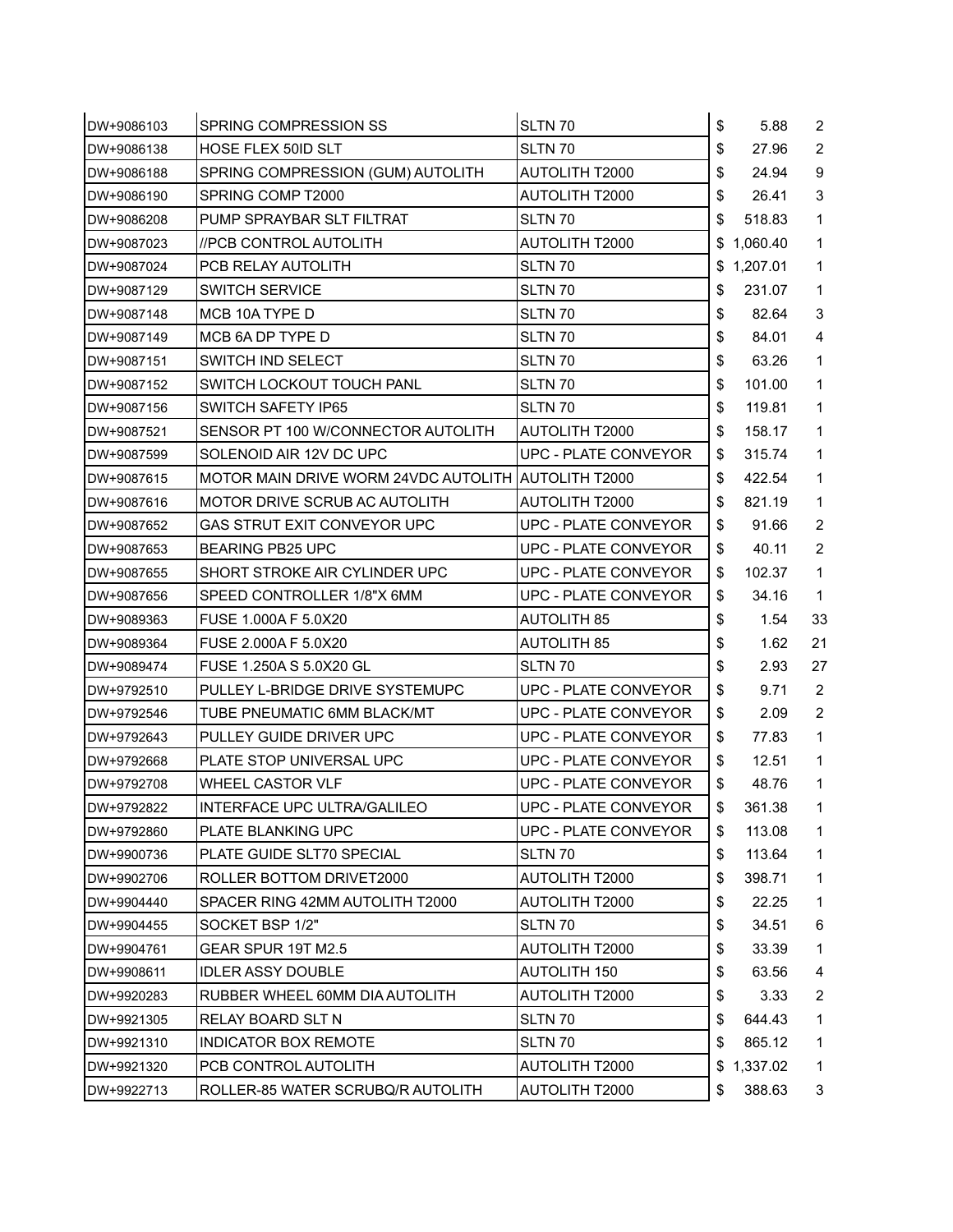| | | | | |
|---|---|---|---|---|
| DW+9086103 | SPRING COMPRESSION SS | SLTN 70 | $ 5.88 | 2 |
| DW+9086138 | HOSE FLEX 50ID SLT | SLTN 70 | $ 27.96 | 2 |
| DW+9086188 | SPRING COMPRESSION (GUM) AUTOLITH | AUTOLITH T2000 | $ 24.94 | 9 |
| DW+9086190 | SPRING COMP T2000 | AUTOLITH T2000 | $ 26.41 | 3 |
| DW+9086208 | PUMP SPRAYBAR SLT FILTRAT | SLTN 70 | $ 518.83 | 1 |
| DW+9087023 | //PCB CONTROL AUTOLITH | AUTOLITH T2000 | $ 1,060.40 | 1 |
| DW+9087024 | PCB RELAY AUTOLITH | SLTN 70 | $ 1,207.01 | 1 |
| DW+9087129 | SWITCH SERVICE | SLTN 70 | $ 231.07 | 1 |
| DW+9087148 | MCB 10A TYPE D | SLTN 70 | $ 82.64 | 3 |
| DW+9087149 | MCB 6A DP TYPE D | SLTN 70 | $ 84.01 | 4 |
| DW+9087151 | SWITCH IND SELECT | SLTN 70 | $ 63.26 | 1 |
| DW+9087152 | SWITCH LOCKOUT TOUCH PANL | SLTN 70 | $ 101.00 | 1 |
| DW+9087156 | SWITCH SAFETY IP65 | SLTN 70 | $ 119.81 | 1 |
| DW+9087521 | SENSOR PT 100 W/CONNECTOR AUTOLITH | AUTOLITH T2000 | $ 158.17 | 1 |
| DW+9087599 | SOLENOID AIR 12V DC UPC | UPC - PLATE CONVEYOR | $ 315.74 | 1 |
| DW+9087615 | MOTOR MAIN DRIVE WORM 24VDC AUTOLITH | AUTOLITH T2000 | $ 422.54 | 1 |
| DW+9087616 | MOTOR DRIVE SCRUB AC AUTOLITH | AUTOLITH T2000 | $ 821.19 | 1 |
| DW+9087652 | GAS STRUT EXIT CONVEYOR UPC | UPC - PLATE CONVEYOR | $ 91.66 | 2 |
| DW+9087653 | BEARING PB25 UPC | UPC - PLATE CONVEYOR | $ 40.11 | 2 |
| DW+9087655 | SHORT STROKE AIR CYLINDER UPC | UPC - PLATE CONVEYOR | $ 102.37 | 1 |
| DW+9087656 | SPEED CONTROLLER 1/8"X 6MM | UPC - PLATE CONVEYOR | $ 34.16 | 1 |
| DW+9089363 | FUSE 1.000A F 5.0X20 | AUTOLITH 85 | $ 1.54 | 33 |
| DW+9089364 | FUSE 2.000A F 5.0X20 | AUTOLITH 85 | $ 1.62 | 21 |
| DW+9089474 | FUSE 1.250A S 5.0X20 GL | SLTN 70 | $ 2.93 | 27 |
| DW+9792510 | PULLEY L-BRIDGE DRIVE SYSTEMUPC | UPC - PLATE CONVEYOR | $ 9.71 | 2 |
| DW+9792546 | TUBE PNEUMATIC 6MM BLACK/MT | UPC - PLATE CONVEYOR | $ 2.09 | 2 |
| DW+9792643 | PULLEY GUIDE DRIVER UPC | UPC - PLATE CONVEYOR | $ 77.83 | 1 |
| DW+9792668 | PLATE STOP UNIVERSAL UPC | UPC - PLATE CONVEYOR | $ 12.51 | 1 |
| DW+9792708 | WHEEL CASTOR VLF | UPC - PLATE CONVEYOR | $ 48.76 | 1 |
| DW+9792822 | INTERFACE UPC ULTRA/GALILEO | UPC - PLATE CONVEYOR | $ 361.38 | 1 |
| DW+9792860 | PLATE BLANKING UPC | UPC - PLATE CONVEYOR | $ 113.08 | 1 |
| DW+9900736 | PLATE GUIDE SLT70 SPECIAL | SLTN 70 | $ 113.64 | 1 |
| DW+9902706 | ROLLER BOTTOM DRIVET2000 | AUTOLITH T2000 | $ 398.71 | 1 |
| DW+9904440 | SPACER RING 42MM AUTOLITH T2000 | AUTOLITH T2000 | $ 22.25 | 1 |
| DW+9904455 | SOCKET BSP 1/2" | SLTN 70 | $ 34.51 | 6 |
| DW+9904761 | GEAR SPUR 19T M2.5 | AUTOLITH T2000 | $ 33.39 | 1 |
| DW+9908611 | IDLER ASSY DOUBLE | AUTOLITH 150 | $ 63.56 | 4 |
| DW+9920283 | RUBBER WHEEL 60MM DIA AUTOLITH | AUTOLITH T2000 | $ 3.33 | 2 |
| DW+9921305 | RELAY BOARD SLT N | SLTN 70 | $ 644.43 | 1 |
| DW+9921310 | INDICATOR BOX REMOTE | SLTN 70 | $ 865.12 | 1 |
| DW+9921320 | PCB CONTROL AUTOLITH | AUTOLITH T2000 | $ 1,337.02 | 1 |
| DW+9922713 | ROLLER-85 WATER SCRUBQ/R AUTOLITH | AUTOLITH T2000 | $ 388.63 | 3 |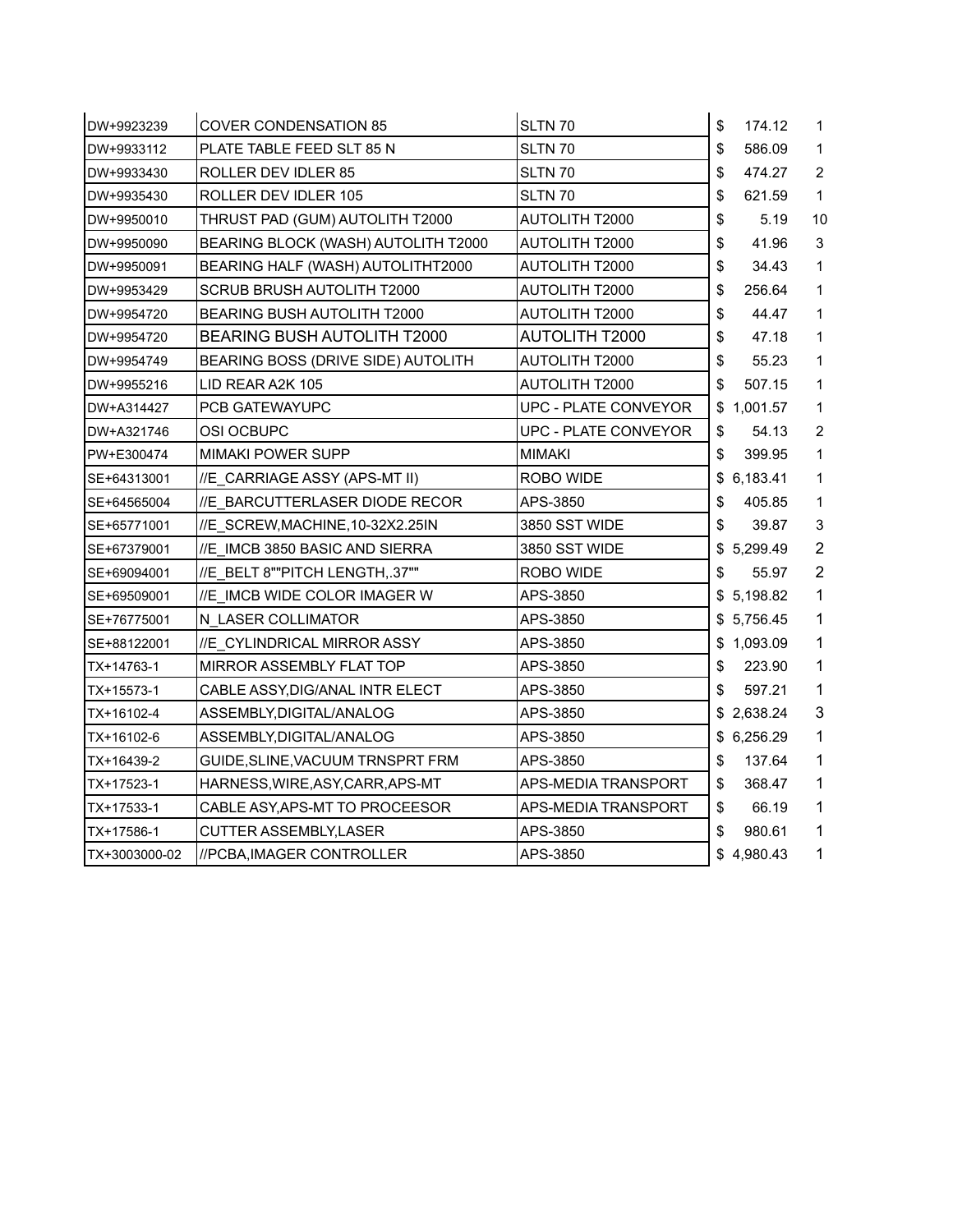| | | | | |
|---|---|---|---|---|
| DW+9923239 | COVER CONDENSATION 85 | SLTN 70 | $ 174.12 | 1 |
| DW+9933112 | PLATE TABLE FEED SLT 85 N | SLTN 70 | $ 586.09 | 1 |
| DW+9933430 | ROLLER DEV IDLER 85 | SLTN 70 | $ 474.27 | 2 |
| DW+9935430 | ROLLER DEV IDLER 105 | SLTN 70 | $ 621.59 | 1 |
| DW+9950010 | THRUST PAD (GUM) AUTOLITH T2000 | AUTOLITH T2000 | $ 5.19 | 10 |
| DW+9950090 | BEARING BLOCK (WASH) AUTOLITH T2000 | AUTOLITH T2000 | $ 41.96 | 3 |
| DW+9950091 | BEARING HALF (WASH) AUTOLITHT2000 | AUTOLITH T2000 | $ 34.43 | 1 |
| DW+9953429 | SCRUB BRUSH AUTOLITH T2000 | AUTOLITH T2000 | $ 256.64 | 1 |
| DW+9954720 | BEARING BUSH AUTOLITH T2000 | AUTOLITH T2000 | $ 44.47 | 1 |
| DW+9954720 | BEARING BUSH AUTOLITH T2000 | AUTOLITH T2000 | $ 47.18 | 1 |
| DW+9954749 | BEARING BOSS (DRIVE SIDE) AUTOLITH | AUTOLITH T2000 | $ 55.23 | 1 |
| DW+9955216 | LID REAR A2K 105 | AUTOLITH T2000 | $ 507.15 | 1 |
| DW+A314427 | PCB GATEWAYUPC | UPC - PLATE CONVEYOR | $ 1,001.57 | 1 |
| DW+A321746 | OSI OCBUPC | UPC - PLATE CONVEYOR | $ 54.13 | 2 |
| PW+E300474 | MIMAKI POWER SUPP | MIMAKI | $ 399.95 | 1 |
| SE+64313001 | //E_CARRIAGE ASSY (APS-MT II) | ROBO WIDE | $ 6,183.41 | 1 |
| SE+64565004 | //E_BARCUTTERLASER DIODE RECOR | APS-3850 | $ 405.85 | 1 |
| SE+65771001 | //E_SCREW,MACHINE,10-32X2.25IN | 3850 SST WIDE | $ 39.87 | 3 |
| SE+67379001 | //E_IMCB 3850 BASIC AND SIERRA | 3850 SST WIDE | $ 5,299.49 | 2 |
| SE+69094001 | //E_BELT 8""PITCH LENGTH,.37"" | ROBO WIDE | $ 55.97 | 2 |
| SE+69509001 | //E_IMCB WIDE COLOR IMAGER W | APS-3850 | $ 5,198.82 | 1 |
| SE+76775001 | N_LASER COLLIMATOR | APS-3850 | $ 5,756.45 | 1 |
| SE+88122001 | //E_CYLINDRICAL MIRROR ASSY | APS-3850 | $ 1,093.09 | 1 |
| TX+14763-1 | MIRROR ASSEMBLY FLAT TOP | APS-3850 | $ 223.90 | 1 |
| TX+15573-1 | CABLE ASSY,DIG/ANAL INTR ELECT | APS-3850 | $ 597.21 | 1 |
| TX+16102-4 | ASSEMBLY,DIGITAL/ANALOG | APS-3850 | $ 2,638.24 | 3 |
| TX+16102-6 | ASSEMBLY,DIGITAL/ANALOG | APS-3850 | $ 6,256.29 | 1 |
| TX+16439-2 | GUIDE,SLINE,VACUUM TRNSPRT FRM | APS-3850 | $ 137.64 | 1 |
| TX+17523-1 | HARNESS,WIRE,ASY,CARR,APS-MT | APS-MEDIA TRANSPORT | $ 368.47 | 1 |
| TX+17533-1 | CABLE ASY,APS-MT TO PROCEESOR | APS-MEDIA TRANSPORT | $ 66.19 | 1 |
| TX+17586-1 | CUTTER ASSEMBLY,LASER | APS-3850 | $ 980.61 | 1 |
| TX+3003000-02 | //PCBA,IMAGER CONTROLLER | APS-3850 | $ 4,980.43 | 1 |